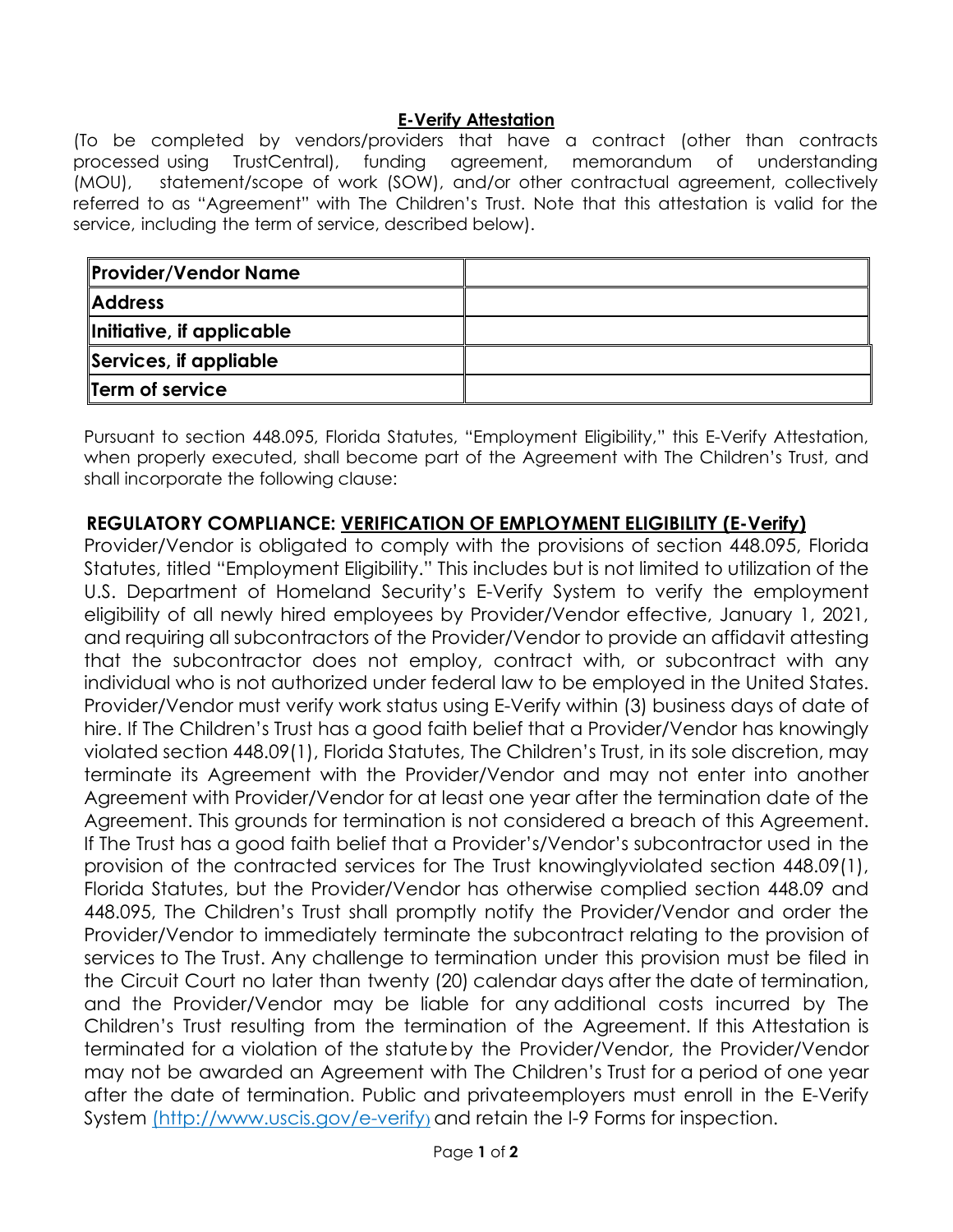## E-Verify Attestation

(To be completed by vendors/providers that have a contract (other than contracts processed using TrustCentral), funding agreement, memorandum of understanding (MOU), statement/scope of work (SOW), and/or other contractual agreement, collectively referred to as "Agreement" with The Children's Trust. Note that this attestation is valid for the service, including the term of service, described below).

| **Provider/Vendor Name** | |
|---|---|
| **Address** | |
| **Initiative, if applicable** | |
| **Services, if appliable** | |
| **Term of service** | |

Pursuant to section 448.095, Florida Statutes, "Employment Eligibility," this E-Verify Attestation, when properly executed, shall become part of the Agreement with The Children's Trust, and shall incorporate the following clause:

**REGULATORY COMPLIANCE: VERIFICATION OF EMPLOYMENT ELIGIBILITY (E-Verify)**

Provider/Vendor is obligated to comply with the provisions of section 448.095, Florida Statutes, titled "Employment Eligibility." This includes but is not limited to utilization of the U.S. Department of Homeland Security's E-Verify System to verify the employment eligibility of all newly hired employees by Provider/Vendor effective, January 1, 2021, and requiring all subcontractors of the Provider/Vendor to provide an affidavit attesting that the subcontractor does not employ, contract with, or subcontract with any individual who is not authorized under federal law to be employed in the United States. Provider/Vendor must verify work status using E-Verify within (3) business days of date of hire. If The Children's Trust has a good faith belief that a Provider/Vendor has knowingly violated section 448.09(1), Florida Statutes, The Children's Trust, in its sole discretion, may terminate its Agreement with the Provider/Vendor and may not enter into another Agreement with Provider/Vendor for at least one year after the termination date of the Agreement. This grounds for termination is not considered a breach of this Agreement. If The Trust has a good faith belief that a Provider's/Vendor's subcontractor used in the provision of the contracted services for The Trust knowinglyviolated section 448.09(1), Florida Statutes, but the Provider/Vendor has otherwise complied section 448.09 and 448.095, The Children's Trust shall promptly notify the Provider/Vendor and order the Provider/Vendor to immediately terminate the subcontract relating to the provision of services to The Trust. Any challenge to termination under this provision must be filed in the Circuit Court no later than twenty (20) calendar days after the date of termination, and the Provider/Vendor may be liable for any additional costs incurred by The Children's Trust resulting from the termination of the Agreement. If this Attestation is terminated for a violation of the statuteby the Provider/Vendor, the Provider/Vendor may not be awarded an Agreement with The Children's Trust for a period of one year after the date of termination. Public and privateemployers must enroll in the E-Verify System (http://www.uscis.gov/e-verify) and retain the I-9 Forms for inspection.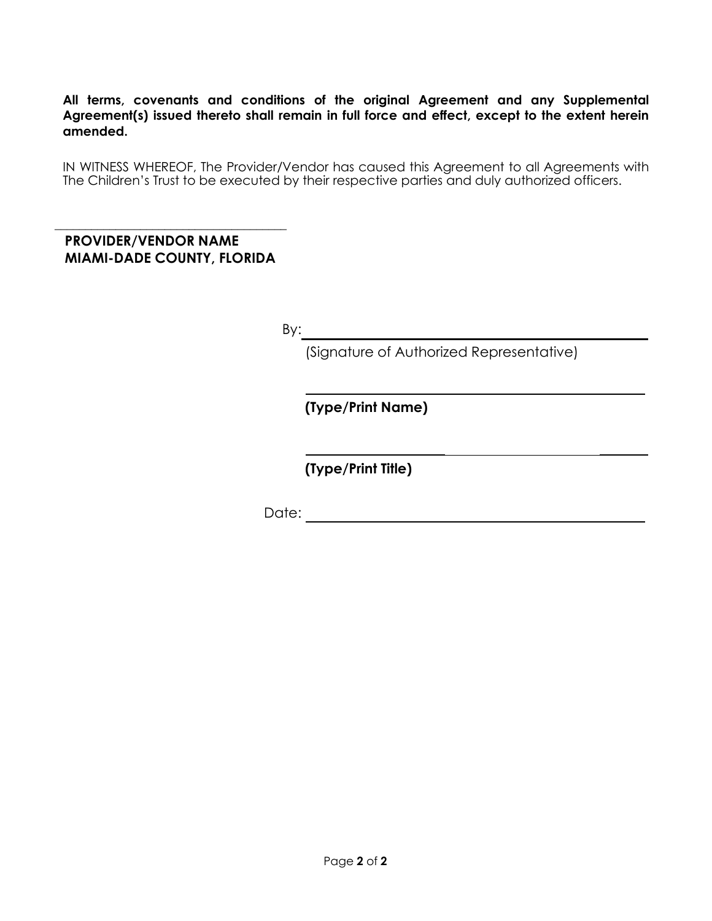**All terms, covenants and conditions of the original Agreement and any Supplemental Agreement(s) issued thereto shall remain in full force and effect, except to the extent herein amended.**

IN WITNESS WHEREOF, The Provider/Vendor has caused this Agreement to all Agreements with The Children's Trust to be executed by their respective parties and duly authorized officers.

\_\_\_\_\_\_\_\_\_\_\_\_\_\_\_\_\_\_\_\_\_\_\_\_\_\_\_\_\_\_\_\_\_\_\_\_

**PROVIDER/VENDOR NAME**
**MIAMI-DADE COUNTY, FLORIDA**

By: \_\_\_\_\_\_\_\_\_\_\_\_\_\_\_\_\_\_\_\_\_\_\_\_\_\_\_\_\_\_\_\_\_\_\_\_\_\_\_\_

(Signature of Authorized Representative)

\_\_\_\_\_\_\_\_\_\_\_\_\_\_\_\_\_\_\_\_\_\_\_\_\_\_\_\_\_\_\_\_\_\_\_\_\_\_\_\_

**(Type/Print Name)**

\_\_\_\_\_\_\_\_\_\_\_\_\_\_\_\_\_\_\_\_\_\_\_\_\_\_\_\_\_\_\_\_\_\_\_\_\_\_\_\_

**(Type/Print Title)**

Date: \_\_\_\_\_\_\_\_\_\_\_\_\_\_\_\_\_\_\_\_\_\_\_\_\_\_\_\_\_\_\_\_\_\_\_\_\_\_\_\_